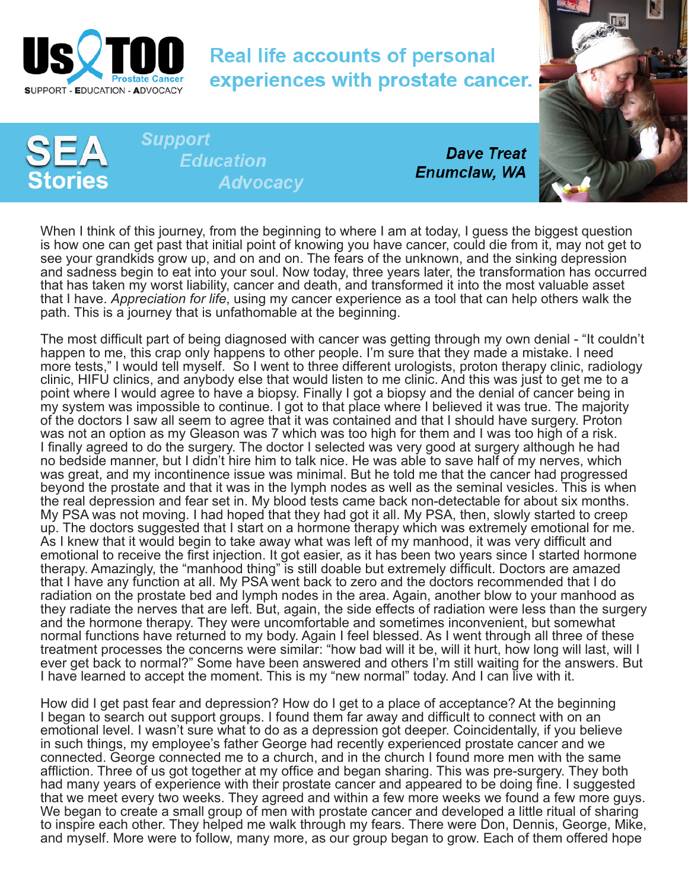# Us TOO Prostate Cancer

SUPPORT - EDUCATION - ADVOCACY

## Real life accounts of personal experiences with prostate cancer.

## SEA Stories

*Support Education Advocacy*

***Dave Treat***
***Enumclaw, WA***

When I think of this journey, from the beginning to where I am at today, I guess the biggest question is how one can get past that initial point of knowing you have cancer, could die from it, may not get to see your grandkids grow up, and on and on. The fears of the unknown, and the sinking depression and sadness begin to eat into your soul. Now today, three years later, the transformation has occurred that has taken my worst liability, cancer and death, and transformed it into the most valuable asset that I have. *Appreciation for life*, using my cancer experience as a tool that can help others walk the path. This is a journey that is unfathomable at the beginning.

The most difficult part of being diagnosed with cancer was getting through my own denial - "It couldn't happen to me, this crap only happens to other people. I'm sure that they made a mistake. I need more tests," I would tell myself. So I went to three different urologists, proton therapy clinic, radiology clinic, HIFU clinics, and anybody else that would listen to me clinic. And this was just to get me to a point where I would agree to have a biopsy. Finally I got a biopsy and the denial of cancer being in my system was impossible to continue. I got to that place where I believed it was true. The majority of the doctors I saw all seem to agree that it was contained and that I should have surgery. Proton was not an option as my Gleason was 7 which was too high for them and I was too high of a risk. I finally agreed to do the surgery. The doctor I selected was very good at surgery although he had no bedside manner, but I didn't hire him to talk nice. He was able to save half of my nerves, which was great, and my incontinence issue was minimal. But he told me that the cancer had progressed beyond the prostate and that it was in the lymph nodes as well as the seminal vesicles. This is when the real depression and fear set in. My blood tests came back non-detectable for about six months. My PSA was not moving. I had hoped that they had got it all. My PSA, then, slowly started to creep up. The doctors suggested that I start on a hormone therapy which was extremely emotional for me. As I knew that it would begin to take away what was left of my manhood, it was very difficult and emotional to receive the first injection. It got easier, as it has been two years since I started hormone therapy. Amazingly, the "manhood thing" is still doable but extremely difficult. Doctors are amazed that I have any function at all. My PSA went back to zero and the doctors recommended that I do radiation on the prostate bed and lymph nodes in the area. Again, another blow to your manhood as they radiate the nerves that are left. But, again, the side effects of radiation were less than the surgery and the hormone therapy. They were uncomfortable and sometimes inconvenient, but somewhat normal functions have returned to my body. Again I feel blessed. As I went through all three of these treatment processes the concerns were similar: "how bad will it be, will it hurt, how long will last, will I ever get back to normal?" Some have been answered and others I'm still waiting for the answers. But I have learned to accept the moment. This is my "new normal" today. And I can live with it.

How did I get past fear and depression? How do I get to a place of acceptance? At the beginning I began to search out support groups. I found them far away and difficult to connect with on an emotional level. I wasn't sure what to do as a depression got deeper. Coincidentally, if you believe in such things, my employee's father George had recently experienced prostate cancer and we connected. George connected me to a church, and in the church I found more men with the same affliction. Three of us got together at my office and began sharing. This was pre-surgery. They both had many years of experience with their prostate cancer and appeared to be doing fine. I suggested that we meet every two weeks. They agreed and within a few more weeks we found a few more guys. We began to create a small group of men with prostate cancer and developed a little ritual of sharing to inspire each other. They helped me walk through my fears. There were Don, Dennis, George, Mike, and myself. More were to follow, many more, as our group began to grow. Each of them offered hope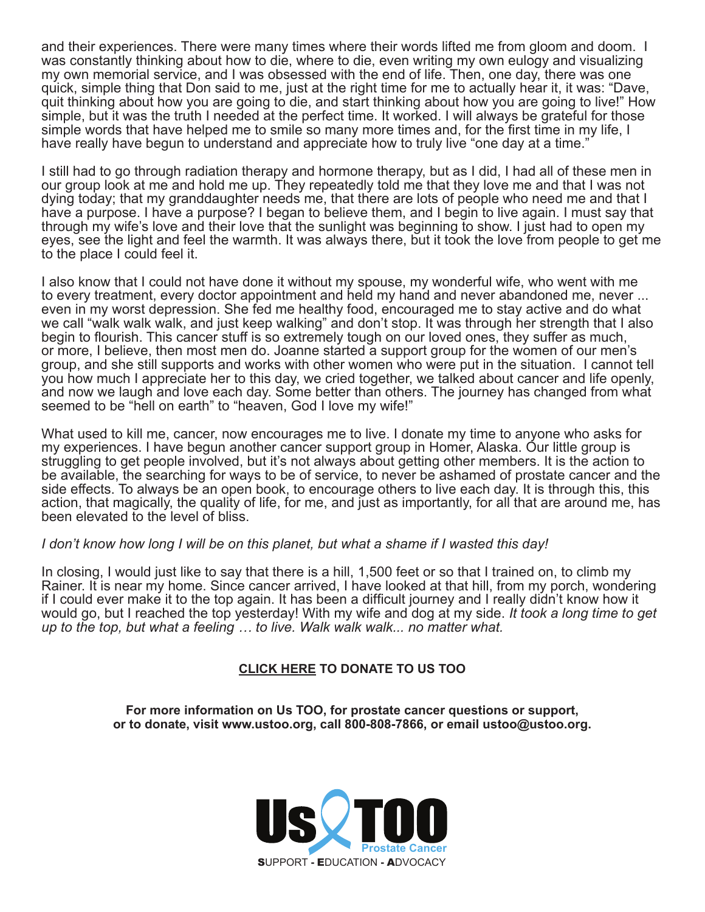and their experiences. There were many times where their words lifted me from gloom and doom. I was constantly thinking about how to die, where to die, even writing my own eulogy and visualizing my own memorial service, and I was obsessed with the end of life. Then, one day, there was one quick, simple thing that Don said to me, just at the right time for me to actually hear it, it was: "Dave, quit thinking about how you are going to die, and start thinking about how you are going to live!" How simple, but it was the truth I needed at the perfect time. It worked. I will always be grateful for those simple words that have helped me to smile so many more times and, for the first time in my life, I have really have begun to understand and appreciate how to truly live "one day at a time."

I still had to go through radiation therapy and hormone therapy, but as I did, I had all of these men in our group look at me and hold me up. They repeatedly told me that they love me and that I was not dying today; that my granddaughter needs me, that there are lots of people who need me and that I have a purpose. I have a purpose? I began to believe them, and I begin to live again. I must say that through my wife's love and their love that the sunlight was beginning to show. I just had to open my eyes, see the light and feel the warmth. It was always there, but it took the love from people to get me to the place I could feel it.

I also know that I could not have done it without my spouse, my wonderful wife, who went with me to every treatment, every doctor appointment and held my hand and never abandoned me, never ... even in my worst depression. She fed me healthy food, encouraged me to stay active and do what we call "walk walk walk, and just keep walking" and don't stop. It was through her strength that I also begin to flourish. This cancer stuff is so extremely tough on our loved ones, they suffer as much, or more, I believe, then most men do. Joanne started a support group for the women of our men's group, and she still supports and works with other women who were put in the situation. I cannot tell you how much I appreciate her to this day, we cried together, we talked about cancer and life openly, and now we laugh and love each day. Some better than others. The journey has changed from what seemed to be "hell on earth" to "heaven, God I love my wife!"

What used to kill me, cancer, now encourages me to live. I donate my time to anyone who asks for my experiences. I have begun another cancer support group in Homer, Alaska. Our little group is struggling to get people involved, but it's not always about getting other members. It is the action to be available, the searching for ways to be of service, to never be ashamed of prostate cancer and the side effects. To always be an open book, to encourage others to live each day. It is through this, this action, that magically, the quality of life, for me, and just as importantly, for all that are around me, has been elevated to the level of bliss.

*I don't know how long I will be on this planet, but what a shame if I wasted this day!*

In closing, I would just like to say that there is a hill, 1,500 feet or so that I trained on, to climb my Rainer. It is near my home. Since cancer arrived, I have looked at that hill, from my porch, wondering if I could ever make it to the top again. It has been a difficult journey and I really didn't know how it would go, but I reached the top yesterday! With my wife and dog at my side. *It took a long time to get up to the top, but what a feeling … to live. Walk walk walk... no matter what.*

**CLICK HERE TO DONATE TO US TOO**

**For more information on Us TOO, for prostate cancer questions or support, or to donate, visit www.ustoo.org, call 800-808-7866, or email ustoo@ustoo.org.**

Us TOO Prostate Cancer

SUPPORT - EDUCATION - ADVOCACY